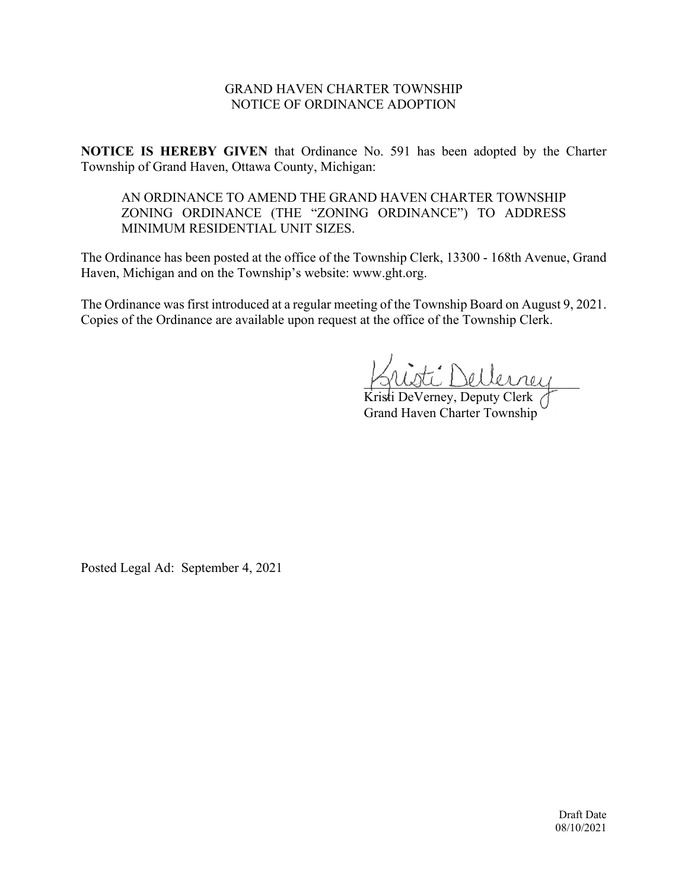GRAND HAVEN CHARTER TOWNSHIP
NOTICE OF ORDINANCE ADOPTION

**NOTICE IS HEREBY GIVEN** that Ordinance No. 591 has been adopted by the Charter Township of Grand Haven, Ottawa County, Michigan:

> AN ORDINANCE TO AMEND THE GRAND HAVEN CHARTER TOWNSHIP ZONING ORDINANCE (THE "ZONING ORDINANCE") TO ADDRESS MINIMUM RESIDENTIAL UNIT SIZES.

The Ordinance has been posted at the office of the Township Clerk, 13300 - 168th Avenue, Grand Haven, Michigan and on the Township's website: www.ght.org.

The Ordinance was first introduced at a regular meeting of the Township Board on August 9, 2021. Copies of the Ordinance are available upon request at the office of the Township Clerk.

Kristi DeVerney

Kristi DeVerney, Deputy Clerk
Grand Haven Charter Township

Posted Legal Ad: September 4, 2021

Draft Date
08/10/2021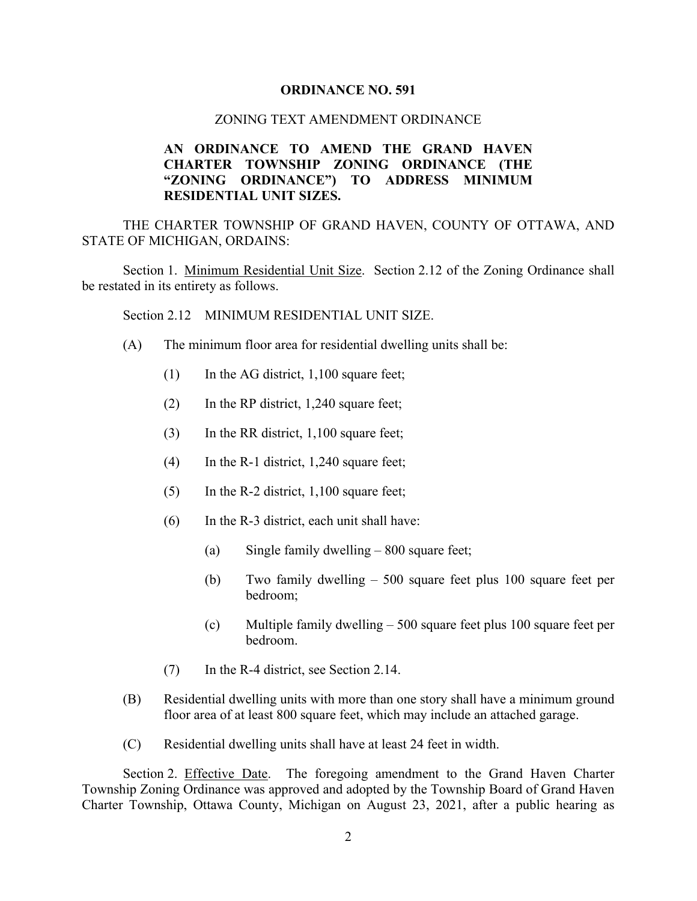**ORDINANCE NO. 591**

ZONING TEXT AMENDMENT ORDINANCE

**AN ORDINANCE TO AMEND THE GRAND HAVEN CHARTER TOWNSHIP ZONING ORDINANCE (THE "ZONING ORDINANCE") TO ADDRESS MINIMUM RESIDENTIAL UNIT SIZES.**

THE CHARTER TOWNSHIP OF GRAND HAVEN, COUNTY OF OTTAWA, AND STATE OF MICHIGAN, ORDAINS:

Section 1. <u>Minimum Residential Unit Size</u>. Section 2.12 of the Zoning Ordinance shall be restated in its entirety as follows.

Section 2.12 MINIMUM RESIDENTIAL UNIT SIZE.

(A) The minimum floor area for residential dwelling units shall be:

(1) In the AG district, 1,100 square feet;

(2) In the RP district, 1,240 square feet;

(3) In the RR district, 1,100 square feet;

(4) In the R-1 district, 1,240 square feet;

(5) In the R-2 district, 1,100 square feet;

(6) In the R-3 district, each unit shall have:

(a) Single family dwelling – 800 square feet;

(b) Two family dwelling – 500 square feet plus 100 square feet per bedroom;

(c) Multiple family dwelling – 500 square feet plus 100 square feet per bedroom.

(7) In the R-4 district, see Section 2.14.

(B) Residential dwelling units with more than one story shall have a minimum ground floor area of at least 800 square feet, which may include an attached garage.

(C) Residential dwelling units shall have at least 24 feet in width.

Section 2. <u>Effective Date</u>. The foregoing amendment to the Grand Haven Charter Township Zoning Ordinance was approved and adopted by the Township Board of Grand Haven Charter Township, Ottawa County, Michigan on August 23, 2021, after a public hearing as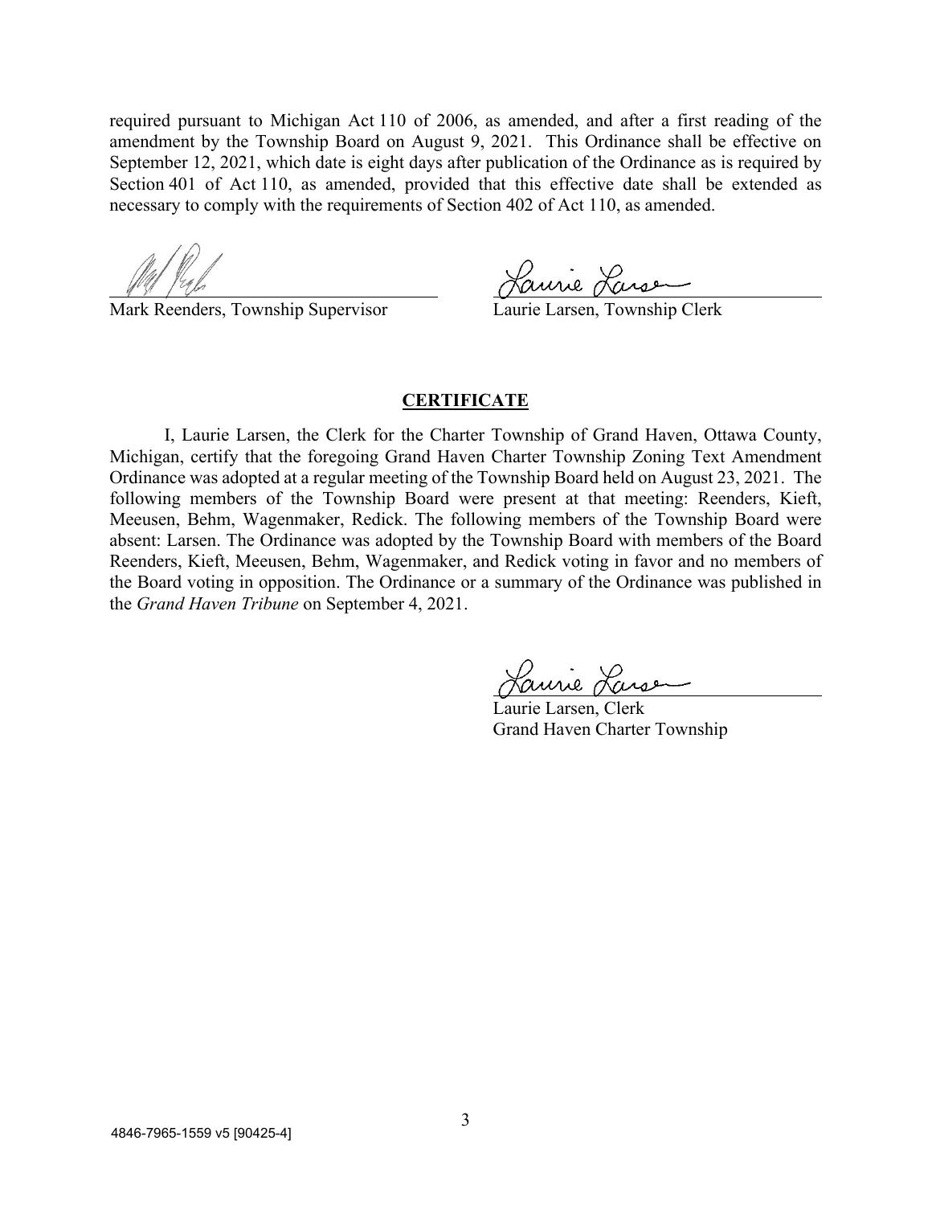required pursuant to Michigan Act 110 of 2006, as amended, and after a first reading of the amendment by the Township Board on August 9, 2021. This Ordinance shall be effective on September 12, 2021, which date is eight days after publication of the Ordinance as is required by Section 401 of Act 110, as amended, provided that this effective date shall be extended as necessary to comply with the requirements of Section 402 of Act 110, as amended.

Mark Reenders, Township Supervisor

Laurie Larsen, Township Clerk

## **CERTIFICATE**

I, Laurie Larsen, the Clerk for the Charter Township of Grand Haven, Ottawa County, Michigan, certify that the foregoing Grand Haven Charter Township Zoning Text Amendment Ordinance was adopted at a regular meeting of the Township Board held on August 23, 2021. The following members of the Township Board were present at that meeting: Reenders, Kieft, Meeusen, Behm, Wagenmaker, Redick. The following members of the Township Board were absent: Larsen. The Ordinance was adopted by the Township Board with members of the Board Reenders, Kieft, Meeusen, Behm, Wagenmaker, and Redick voting in favor and no members of the Board voting in opposition. The Ordinance or a summary of the Ordinance was published in the *Grand Haven Tribune* on September 4, 2021.

Laurie Larsen, Clerk
Grand Haven Charter Township

4846-7965-1559 v5 [90425-4]